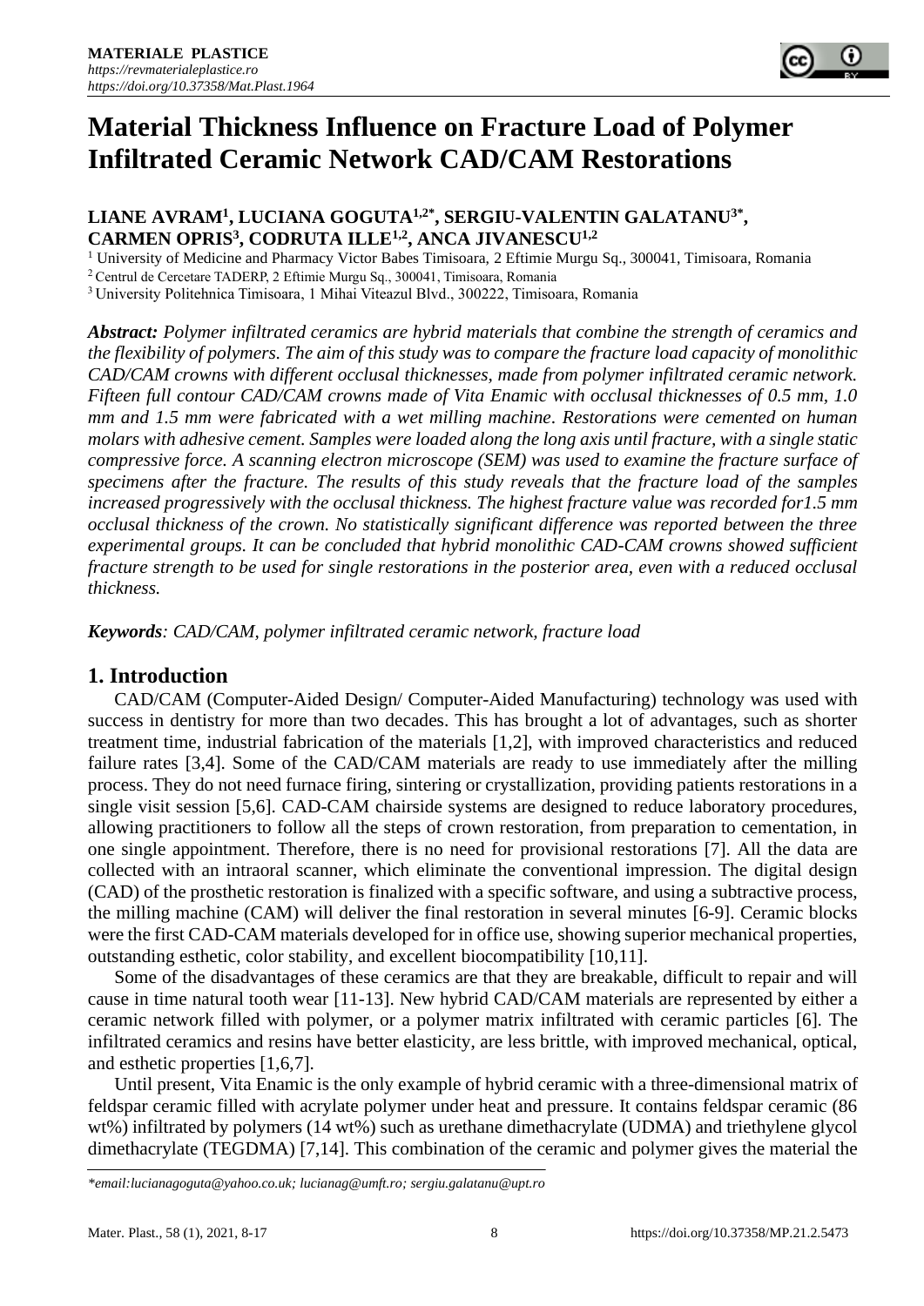# Material Thickness Influence on Fracture Load of Polymer Infiltrated Ceramic Network CAD/CAM Restorations

**LIANE AVRAM[1], LUCIANA GOGUTA[1,2*], SERGIU-VALENTIN GALATANU[3*], CARMEN OPRIS[3], CODRUTA ILLE[1,2], ANCA JIVANESCU[1,2]**

[1] University of Medicine and Pharmacy Victor Babes Timisoara, 2 Eftimie Murgu Sq., 300041, Timisoara, Romania
[2] Centrul de Cercetare TADERP, 2 Eftimie Murgu Sq., 300041, Timisoara, Romania
[3] University Politehnica Timisoara, 1 Mihai Viteazul Blvd., 300222, Timisoara, Romania

***Abstract:*** *Polymer infiltrated ceramics are hybrid materials that combine the strength of ceramics and the flexibility of polymers. The aim of this study was to compare the fracture load capacity of monolithic CAD/CAM crowns with different occlusal thicknesses, made from polymer infiltrated ceramic network. Fifteen full contour CAD/CAM crowns made of Vita Enamic with occlusal thicknesses of 0.5 mm, 1.0 mm and 1.5 mm were fabricated with a wet milling machine. Restorations were cemented on human molars with adhesive cement. Samples were loaded along the long axis until fracture, with a single static compressive force. A scanning electron microscope (SEM) was used to examine the fracture surface of specimens after the fracture. The results of this study reveals that the fracture load of the samples increased progressively with the occlusal thickness. The highest fracture value was recorded for1.5 mm occlusal thickness of the crown. No statistically significant difference was reported between the three experimental groups. It can be concluded that hybrid monolithic CAD-CAM crowns showed sufficient fracture strength to be used for single restorations in the posterior area, even with a reduced occlusal thickness.*

***Keywords****: CAD/CAM, polymer infiltrated ceramic network, fracture load*

## 1. Introduction

CAD/CAM (Computer-Aided Design/ Computer-Aided Manufacturing) technology was used with success in dentistry for more than two decades. This has brought a lot of advantages, such as shorter treatment time, industrial fabrication of the materials [1,2], with improved characteristics and reduced failure rates [3,4]. Some of the CAD/CAM materials are ready to use immediately after the milling process. They do not need furnace firing, sintering or crystallization, providing patients restorations in a single visit session [5,6]. CAD-CAM chairside systems are designed to reduce laboratory procedures, allowing practitioners to follow all the steps of crown restoration, from preparation to cementation, in one single appointment. Therefore, there is no need for provisional restorations [7]. All the data are collected with an intraoral scanner, which eliminate the conventional impression. The digital design (CAD) of the prosthetic restoration is finalized with a specific software, and using a subtractive process, the milling machine (CAM) will deliver the final restoration in several minutes [6-9]. Ceramic blocks were the first CAD-CAM materials developed for in office use, showing superior mechanical properties, outstanding esthetic, color stability, and excellent biocompatibility [10,11].

Some of the disadvantages of these ceramics are that they are breakable, difficult to repair and will cause in time natural tooth wear [11-13]. New hybrid CAD/CAM materials are represented by either a ceramic network filled with polymer, or a polymer matrix infiltrated with ceramic particles [6]. The infiltrated ceramics and resins have better elasticity, are less brittle, with improved mechanical, optical, and esthetic properties [1,6,7].

Until present, Vita Enamic is the only example of hybrid ceramic with a three-dimensional matrix of feldspar ceramic filled with acrylate polymer under heat and pressure. It contains feldspar ceramic (86 wt%) infiltrated by polymers (14 wt%) such as urethane dimethacrylate (UDMA) and triethylene glycol dimethacrylate (TEGDMA) [7,14]. This combination of the ceramic and polymer gives the material the

*\*email:lucianagoguta@yahoo.co.uk; lucianag@umft.ro; sergiu.galatanu@upt.ro*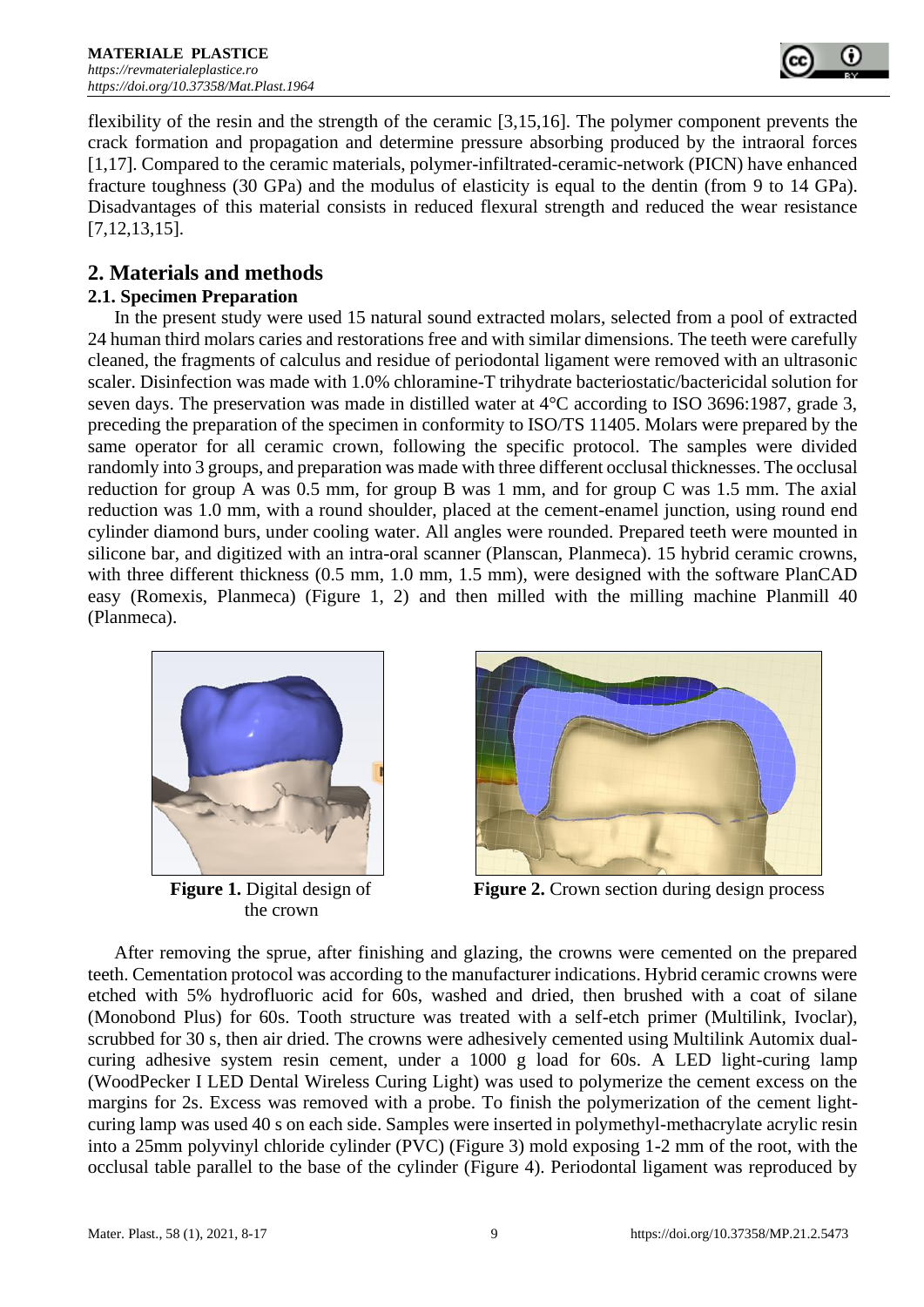flexibility of the resin and the strength of the ceramic [3,15,16]. The polymer component prevents the crack formation and propagation and determine pressure absorbing produced by the intraoral forces [1,17]. Compared to the ceramic materials, polymer-infiltrated-ceramic-network (PICN) have enhanced fracture toughness (30 GPa) and the modulus of elasticity is equal to the dentin (from 9 to 14 GPa). Disadvantages of this material consists in reduced flexural strength and reduced the wear resistance [7,12,13,15].

## 2. Materials and methods

### 2.1. Specimen Preparation

In the present study were used 15 natural sound extracted molars, selected from a pool of extracted 24 human third molars caries and restorations free and with similar dimensions. The teeth were carefully cleaned, the fragments of calculus and residue of periodontal ligament were removed with an ultrasonic scaler. Disinfection was made with 1.0% chloramine-T trihydrate bacteriostatic/bactericidal solution for seven days. The preservation was made in distilled water at 4°C according to ISO 3696:1987, grade 3, preceding the preparation of the specimen in conformity to ISO/TS 11405. Molars were prepared by the same operator for all ceramic crown, following the specific protocol. The samples were divided randomly into 3 groups, and preparation was made with three different occlusal thicknesses. The occlusal reduction for group A was 0.5 mm, for group B was 1 mm, and for group C was 1.5 mm. The axial reduction was 1.0 mm, with a round shoulder, placed at the cement-enamel junction, using round end cylinder diamond burs, under cooling water. All angles were rounded. Prepared teeth were mounted in silicone bar, and digitized with an intra-oral scanner (Planscan, Planmeca). 15 hybrid ceramic crowns, with three different thickness (0.5 mm, 1.0 mm, 1.5 mm), were designed with the software PlanCAD easy (Romexis, Planmeca) (Figure 1, 2) and then milled with the milling machine Planmill 40 (Planmeca).

**Figure 1.** Digital design of the crown

**Figure 2.** Crown section during design process

After removing the sprue, after finishing and glazing, the crowns were cemented on the prepared teeth. Cementation protocol was according to the manufacturer indications. Hybrid ceramic crowns were etched with 5% hydrofluoric acid for 60s, washed and dried, then brushed with a coat of silane (Monobond Plus) for 60s. Tooth structure was treated with a self-etch primer (Multilink, Ivoclar), scrubbed for 30 s, then air dried. The crowns were adhesively cemented using Multilink Automix dual-curing adhesive system resin cement, under a 1000 g load for 60s. A LED light-curing lamp (WoodPecker I LED Dental Wireless Curing Light) was used to polymerize the cement excess on the margins for 2s. Excess was removed with a probe. To finish the polymerization of the cement light-curing lamp was used 40 s on each side. Samples were inserted in polymethyl-methacrylate acrylic resin into a 25mm polyvinyl chloride cylinder (PVC) (Figure 3) mold exposing 1-2 mm of the root, with the occlusal table parallel to the base of the cylinder (Figure 4). Periodontal ligament was reproduced by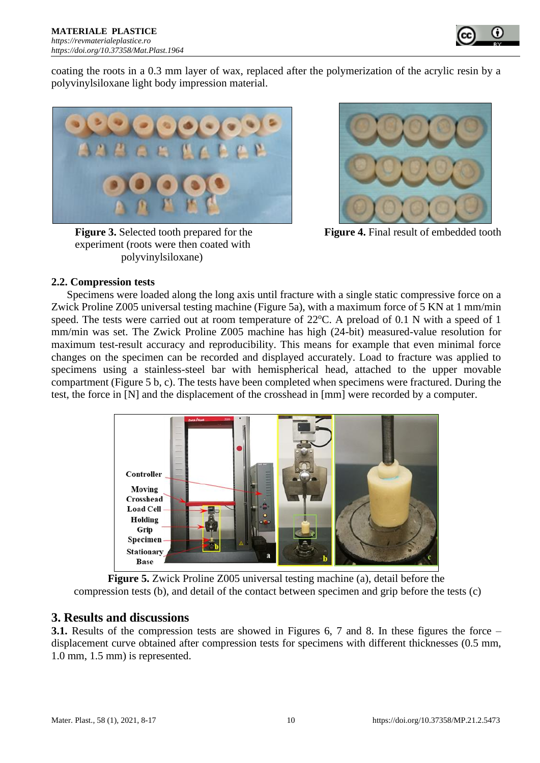coating the roots in a 0.3 mm layer of wax, replaced after the polymerization of the acrylic resin by a polyvinylsiloxane light body impression material.

**Figure 3.** Selected tooth prepared for the experiment (roots were then coated with polyvinylsiloxane)

**Figure 4.** Final result of embedded tooth

### 2.2. Compression tests

Specimens were loaded along the long axis until fracture with a single static compressive force on a Zwick Proline Z005 universal testing machine (Figure 5a), with a maximum force of 5 KN at 1 mm/min speed. The tests were carried out at room temperature of 22ºC. A preload of 0.1 N with a speed of 1 mm/min was set. The Zwick Proline Z005 machine has high (24-bit) measured-value resolution for maximum test-result accuracy and reproducibility. This means for example that even minimal force changes on the specimen can be recorded and displayed accurately. Load to fracture was applied to specimens using a stainless-steel bar with hemispherical head, attached to the upper movable compartment (Figure 5 b, c). The tests have been completed when specimens were fractured. During the test, the force in [N] and the displacement of the crosshead in [mm] were recorded by a computer.

**Figure 5.** Zwick Proline Z005 universal testing machine (a), detail before the compression tests (b), and detail of the contact between specimen and grip before the tests (c)

## 3. Results and discussions

**3.1.** Results of the compression tests are showed in Figures 6, 7 and 8. In these figures the force – displacement curve obtained after compression tests for specimens with different thicknesses (0.5 mm, 1.0 mm, 1.5 mm) is represented.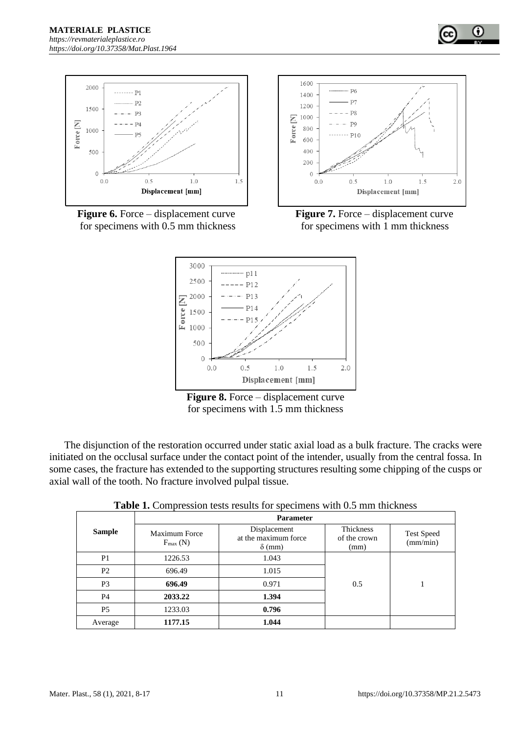Figure 6. Force – displacement curve for specimens with 0.5 mm thickness

Figure 7. Force – displacement curve for specimens with 1 mm thickness

Figure 8. Force – displacement curve for specimens with 1.5 mm thickness

The disjunction of the restoration occurred under static axial load as a bulk fracture. The cracks were initiated on the occlusal surface under the contact point of the intender, usually from the central fossa. In some cases, the fracture has extended to the supporting structures resulting some chipping of the cusps or axial wall of the tooth. No fracture involved pulpal tissue.

**Table 1.** Compression tests results for specimens with 0.5 mm thickness

| Sample | Parameter | | | |
|---|---|---|---|---|
| | Maximum Force $F_{max}$ (N) | Displacement at the maximum force $\delta$ (mm) | Thickness of the crown (mm) | Test Speed (mm/min) |
| P1 | 1226.53 | 1.043 | 0.5 | 1 |
| P2 | 696.49 | 1.015 | | |
| P3 | **696.49** | 0.971 | | |
| P4 | **2033.22** | **1.394** | | |
| P5 | 1233.03 | **0.796** | | |
| Average | **1177.15** | **1.044** | | |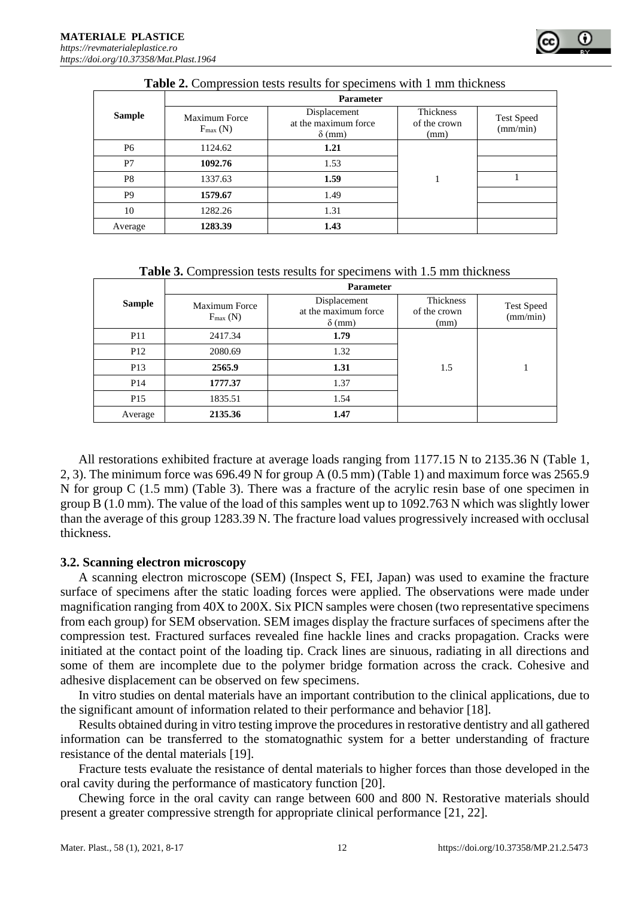**Table 2.** Compression tests results for specimens with 1 mm thickness

| Sample | Parameter | | | |
|---|---|---|---|---|
| | Maximum Force $F_{max}$ (N) | Displacement at the maximum force δ (mm) | Thickness of the crown (mm) | Test Speed (mm/min) |
| P6 | 1124.62 | **1.21** | | |
| P7 | **1092.76** | 1.53 | | |
| P8 | 1337.63 | **1.59** | 1 | 1 |
| P9 | **1579.67** | 1.49 | | |
| 10 | 1282.26 | 1.31 | | |
| Average | **1283.39** | **1.43** | | |

**Table 3.** Compression tests results for specimens with 1.5 mm thickness

| Sample | Parameter | | | |
|---|---|---|---|---|
| | Maximum Force $F_{max}$ (N) | Displacement at the maximum force δ (mm) | Thickness of the crown (mm) | Test Speed (mm/min) |
| P11 | 2417.34 | **1.79** | | |
| P12 | 2080.69 | 1.32 | | |
| P13 | **2565.9** | **1.31** | 1.5 | 1 |
| P14 | **1777.37** | 1.37 | | |
| P15 | 1835.51 | 1.54 | | |
| Average | **2135.36** | **1.47** | | |

All restorations exhibited fracture at average loads ranging from 1177.15 N to 2135.36 N (Table 1, 2, 3). The minimum force was 696.49 N for group A (0.5 mm) (Table 1) and maximum force was 2565.9 N for group C (1.5 mm) (Table 3). There was a fracture of the acrylic resin base of one specimen in group B (1.0 mm). The value of the load of this samples went up to 1092.763 N which was slightly lower than the average of this group 1283.39 N. The fracture load values progressively increased with occlusal thickness.

### 3.2. Scanning electron microscopy

A scanning electron microscope (SEM) (Inspect S, FEI, Japan) was used to examine the fracture surface of specimens after the static loading forces were applied. The observations were made under magnification ranging from 40X to 200X. Six PICN samples were chosen (two representative specimens from each group) for SEM observation. SEM images display the fracture surfaces of specimens after the compression test. Fractured surfaces revealed fine hackle lines and cracks propagation. Cracks were initiated at the contact point of the loading tip. Crack lines are sinuous, radiating in all directions and some of them are incomplete due to the polymer bridge formation across the crack. Cohesive and adhesive displacement can be observed on few specimens.

In vitro studies on dental materials have an important contribution to the clinical applications, due to the significant amount of information related to their performance and behavior [18].

Results obtained during in vitro testing improve the procedures in restorative dentistry and all gathered information can be transferred to the stomatognathic system for a better understanding of fracture resistance of the dental materials [19].

Fracture tests evaluate the resistance of dental materials to higher forces than those developed in the oral cavity during the performance of masticatory function [20].

Chewing force in the oral cavity can range between 600 and 800 N. Restorative materials should present a greater compressive strength for appropriate clinical performance [21, 22].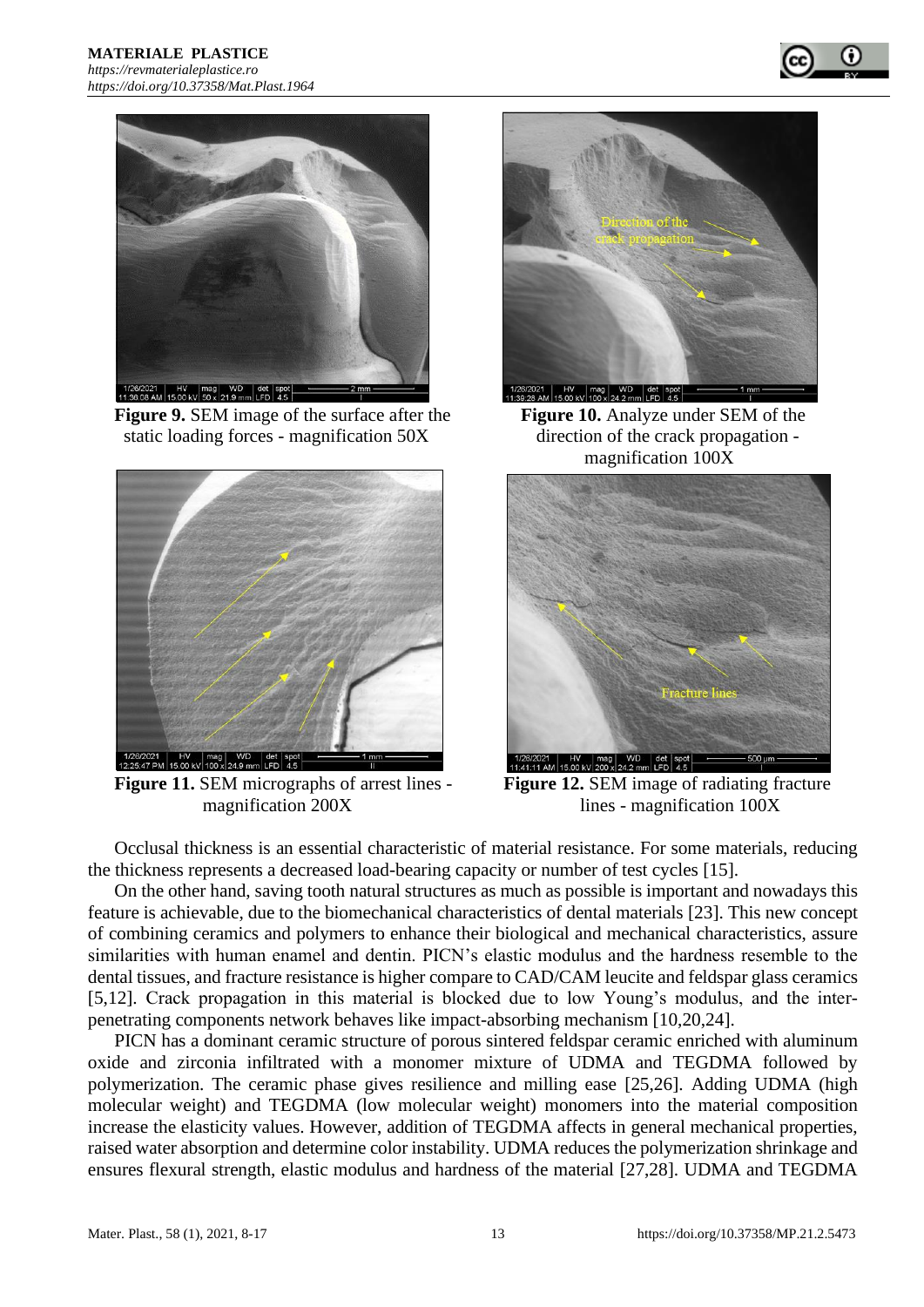**Figure 9.** SEM image of the surface after the static loading forces - magnification 50X

**Figure 10.** Analyze under SEM of the direction of the crack propagation - magnification 100X

**Figure 11.** SEM micrographs of arrest lines - magnification 200X

**Figure 12.** SEM image of radiating fracture lines - magnification 100X

Occlusal thickness is an essential characteristic of material resistance. For some materials, reducing the thickness represents a decreased load-bearing capacity or number of test cycles [15].

On the other hand, saving tooth natural structures as much as possible is important and nowadays this feature is achievable, due to the biomechanical characteristics of dental materials [23]. This new concept of combining ceramics and polymers to enhance their biological and mechanical characteristics, assure similarities with human enamel and dentin. PICN's elastic modulus and the hardness resemble to the dental tissues, and fracture resistance is higher compare to CAD/CAM leucite and feldspar glass ceramics [5,12]. Crack propagation in this material is blocked due to low Young's modulus, and the inter-penetrating components network behaves like impact-absorbing mechanism [10,20,24].

PICN has a dominant ceramic structure of porous sintered feldspar ceramic enriched with aluminum oxide and zirconia infiltrated with a monomer mixture of UDMA and TEGDMA followed by polymerization. The ceramic phase gives resilience and milling ease [25,26]. Adding UDMA (high molecular weight) and TEGDMA (low molecular weight) monomers into the material composition increase the elasticity values. However, addition of TEGDMA affects in general mechanical properties, raised water absorption and determine color instability. UDMA reduces the polymerization shrinkage and ensures flexural strength, elastic modulus and hardness of the material [27,28]. UDMA and TEGDMA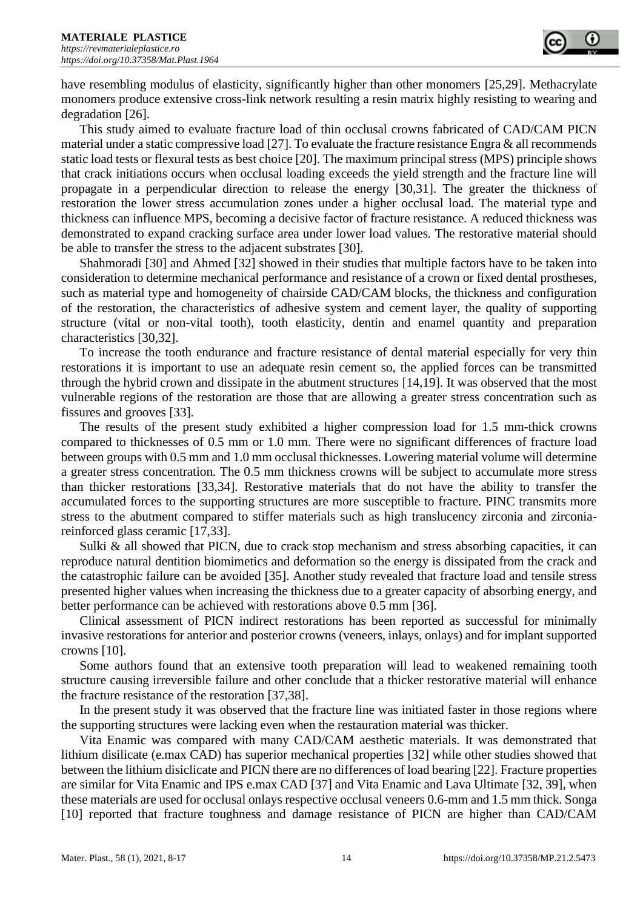have resembling modulus of elasticity, significantly higher than other monomers [25,29]. Methacrylate monomers produce extensive cross-link network resulting a resin matrix highly resisting to wearing and degradation [26].

This study aimed to evaluate fracture load of thin occlusal crowns fabricated of CAD/CAM PICN material under a static compressive load [27]. To evaluate the fracture resistance Engra & all recommends static load tests or flexural tests as best choice [20]. The maximum principal stress (MPS) principle shows that crack initiations occurs when occlusal loading exceeds the yield strength and the fracture line will propagate in a perpendicular direction to release the energy [30,31]. The greater the thickness of restoration the lower stress accumulation zones under a higher occlusal load. The material type and thickness can influence MPS, becoming a decisive factor of fracture resistance. A reduced thickness was demonstrated to expand cracking surface area under lower load values. The restorative material should be able to transfer the stress to the adjacent substrates [30].

Shahmoradi [30] and Ahmed [32] showed in their studies that multiple factors have to be taken into consideration to determine mechanical performance and resistance of a crown or fixed dental prostheses, such as material type and homogeneity of chairside CAD/CAM blocks, the thickness and configuration of the restoration, the characteristics of adhesive system and cement layer, the quality of supporting structure (vital or non-vital tooth), tooth elasticity, dentin and enamel quantity and preparation characteristics [30,32].

To increase the tooth endurance and fracture resistance of dental material especially for very thin restorations it is important to use an adequate resin cement so, the applied forces can be transmitted through the hybrid crown and dissipate in the abutment structures [14,19]. It was observed that the most vulnerable regions of the restoration are those that are allowing a greater stress concentration such as fissures and grooves [33].

The results of the present study exhibited a higher compression load for 1.5 mm-thick crowns compared to thicknesses of 0.5 mm or 1.0 mm. There were no significant differences of fracture load between groups with 0.5 mm and 1.0 mm occlusal thicknesses. Lowering material volume will determine a greater stress concentration. The 0.5 mm thickness crowns will be subject to accumulate more stress than thicker restorations [33,34]. Restorative materials that do not have the ability to transfer the accumulated forces to the supporting structures are more susceptible to fracture. PINC transmits more stress to the abutment compared to stiffer materials such as high translucency zirconia and zirconia-reinforced glass ceramic [17,33].

Sulki & all showed that PICN, due to crack stop mechanism and stress absorbing capacities, it can reproduce natural dentition biomimetics and deformation so the energy is dissipated from the crack and the catastrophic failure can be avoided [35]. Another study revealed that fracture load and tensile stress presented higher values when increasing the thickness due to a greater capacity of absorbing energy, and better performance can be achieved with restorations above 0.5 mm [36].

Clinical assessment of PICN indirect restorations has been reported as successful for minimally invasive restorations for anterior and posterior crowns (veneers, inlays, onlays) and for implant supported crowns [10].

Some authors found that an extensive tooth preparation will lead to weakened remaining tooth structure causing irreversible failure and other conclude that a thicker restorative material will enhance the fracture resistance of the restoration [37,38].

In the present study it was observed that the fracture line was initiated faster in those regions where the supporting structures were lacking even when the restauration material was thicker.

Vita Enamic was compared with many CAD/CAM aesthetic materials. It was demonstrated that lithium disilicate (e.max CAD) has superior mechanical properties [32] while other studies showed that between the lithium disiclicate and PICN there are no differences of load bearing [22]. Fracture properties are similar for Vita Enamic and IPS e.max CAD [37] and Vita Enamic and Lava Ultimate [32, 39], when these materials are used for occlusal onlays respective occlusal veneers 0.6-mm and 1.5 mm thick. Songa [10] reported that fracture toughness and damage resistance of PICN are higher than CAD/CAM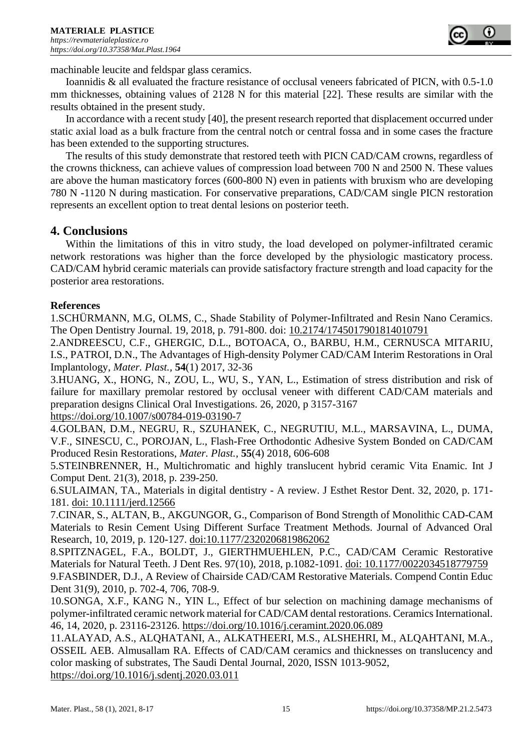machinable leucite and feldspar glass ceramics.

Ioannidis & all evaluated the fracture resistance of occlusal veneers fabricated of PICN, with 0.5-1.0 mm thicknesses, obtaining values of 2128 N for this material [22]. These results are similar with the results obtained in the present study.

In accordance with a recent study [40], the present research reported that displacement occurred under static axial load as a bulk fracture from the central notch or central fossa and in some cases the fracture has been extended to the supporting structures.

The results of this study demonstrate that restored teeth with PICN CAD/CAM crowns, regardless of the crowns thickness, can achieve values of compression load between 700 N and 2500 N. These values are above the human masticatory forces (600-800 N) even in patients with bruxism who are developing 780 N -1120 N during mastication. For conservative preparations, CAD/CAM single PICN restoration represents an excellent option to treat dental lesions on posterior teeth.

## 4. Conclusions

Within the limitations of this in vitro study, the load developed on polymer-infiltrated ceramic network restorations was higher than the force developed by the physiologic masticatory process. CAD/CAM hybrid ceramic materials can provide satisfactory fracture strength and load capacity for the posterior area restorations.

**References**

1.SCHÜRMANN, M.G, OLMS, C., Shade Stability of Polymer-Infiltrated and Resin Nano Ceramics. The Open Dentistry Journal. 19, 2018, p. 791-800. doi: 10.2174/1745017901814010791

2.ANDREESCU, C.F., GHERGIC, D.L., BOTOACA, O., BARBU, H.M., CERNUSCA MITARIU, I.S., PATROI, D.N., The Advantages of High-density Polymer CAD/CAM Interim Restorations in Oral Implantology, *Mater. Plast.*, **54**(1) 2017, 32-36

3.HUANG, X., HONG, N., ZOU, L., WU, S., YAN, L., Estimation of stress distribution and risk of failure for maxillary premolar restored by occlusal veneer with different CAD/CAM materials and preparation designs Clinical Oral Investigations. 26, 2020, p 3157-3167 https://doi.org/10.1007/s00784-019-03190-7

4.GOLBAN, D.M., NEGRU, R., SZUHANEK, C., NEGRUTIU, M.L., MARSAVINA, L., DUMA, V.F., SINESCU, C., POROJAN, L., Flash-Free Orthodontic Adhesive System Bonded on CAD/CAM Produced Resin Restorations, *Mater. Plast.*, **55**(4) 2018, 606-608

5.STEINBRENNER, H., Multichromatic and highly translucent hybrid ceramic Vita Enamic. Int J Comput Dent. 21(3), 2018, p. 239-250.

6.SULAIMAN, TA., Materials in digital dentistry - A review. J Esthet Restor Dent. 32, 2020, p. 171-181. doi: 10.1111/jerd.12566

7.CINAR, S., ALTAN, B., AKGUNGOR, G., Comparison of Bond Strength of Monolithic CAD-CAM Materials to Resin Cement Using Different Surface Treatment Methods. Journal of Advanced Oral Research, 10, 2019, p. 120-127. doi:10.1177/2320206819862062

8.SPITZNAGEL, F.A., BOLDT, J., GIERTHMUEHLEN, P.C., CAD/CAM Ceramic Restorative Materials for Natural Teeth. J Dent Res. 97(10), 2018, p.1082-1091. doi: 10.1177/0022034518779759

9.FASBINDER, D.J., A Review of Chairside CAD/CAM Restorative Materials. Compend Contin Educ Dent 31(9), 2010, p. 702-4, 706, 708-9.

10.SONGA, X.F., KANG N., YIN L., Effect of bur selection on machining damage mechanisms of polymer-infiltrated ceramic network material for CAD/CAM dental restorations. Ceramics International. 46, 14, 2020, p. 23116-23126. https://doi.org/10.1016/j.ceramint.2020.06.089

11.ALAYAD, A.S., ALQHATANI, A., ALKATHEERI, M.S., ALSHEHRI, M., ALQAHTANI, M.A., OSSEIL AEB. Almusallam RA. Effects of CAD/CAM ceramics and thicknesses on translucency and color masking of substrates, The Saudi Dental Journal, 2020, ISSN 1013-9052, https://doi.org/10.1016/j.sdentj.2020.03.011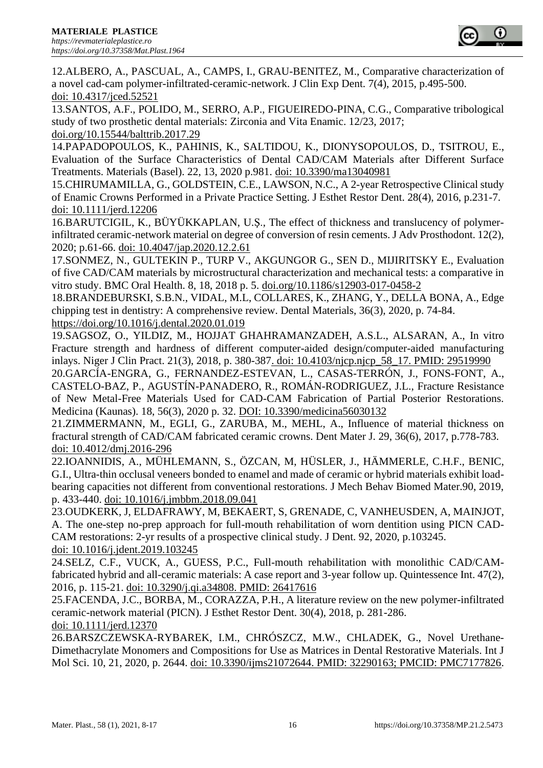12.ALBERO, A., PASCUAL, A., CAMPS, I., GRAU-BENITEZ, M., Comparative characterization of a novel cad-cam polymer-infiltrated-ceramic-network. J Clin Exp Dent. 7(4), 2015, p.495-500. doi: 10.4317/jced.52521

13.SANTOS, A.F., POLIDO, M., SERRO, A.P., FIGUEIREDO-PINA, C.G., Comparative tribological study of two prosthetic dental materials: Zirconia and Vita Enamic. 12/23, 2017; doi.org/10.15544/balttrib.2017.29

14.PAPADOPOULOS, K., PAHINIS, K., SALTIDOU, K., DIONYSOPOULOS, D., TSITROU, E., Evaluation of the Surface Characteristics of Dental CAD/CAM Materials after Different Surface Treatments. Materials (Basel). 22, 13, 2020 p.981. doi: 10.3390/ma13040981

15.CHIRUMAMILLA, G., GOLDSTEIN, C.E., LAWSON, N.C., A 2-year Retrospective Clinical study of Enamic Crowns Performed in a Private Practice Setting. J Esthet Restor Dent. 28(4), 2016, p.231-7. doi: 10.1111/jerd.12206

16.BARUTCIGIL, K., BÜYÜKKAPLAN, U.Ş., The effect of thickness and translucency of polymer-infiltrated ceramic-network material on degree of conversion of resin cements. J Adv Prosthodont. 12(2), 2020; p.61-66. doi: 10.4047/jap.2020.12.2.61

17.SONMEZ, N., GULTEKIN P., TURP V., AKGUNGOR G., SEN D., MIJIRITSKY E., Evaluation of five CAD/CAM materials by microstructural characterization and mechanical tests: a comparative in vitro study. BMC Oral Health. 8, 18, 2018 p. 5. doi.org/10.1186/s12903-017-0458-2

18.BRANDEBURSKI, S.B.N., VIDAL, M.L, COLLARES, K., ZHANG, Y., DELLA BONA, A., Edge chipping test in dentistry: A comprehensive review. Dental Materials, 36(3), 2020, p. 74-84. https://doi.org/10.1016/j.dental.2020.01.019

19.SAGSOZ, O., YILDIZ, M., HOJJAT GHAHRAMANZADEH, A.S.L., ALSARAN, A., In vitro Fracture strength and hardness of different computer-aided design/computer-aided manufacturing inlays. Niger J Clin Pract. 21(3), 2018, p. 380-387. doi: 10.4103/njcp.njcp_58_17. PMID: 29519990

20.GARCÍA-ENGRA, G., FERNANDEZ-ESTEVAN, L., CASAS-TERRÓN, J., FONS-FONT, A., CASTELO-BAZ, P., AGUSTÍN-PANADERO, R., ROMÁN-RODRIGUEZ, J.L., Fracture Resistance of New Metal-Free Materials Used for CAD-CAM Fabrication of Partial Posterior Restorations. Medicina (Kaunas). 18, 56(3), 2020 p. 32. DOI: 10.3390/medicina56030132

21.ZIMMERMANN, M., EGLI, G., ZARUBA, M., MEHL, A., Influence of material thickness on fractural strength of CAD/CAM fabricated ceramic crowns. Dent Mater J. 29, 36(6), 2017, p.778-783. doi: 10.4012/dmj.2016-296

22.IOANNIDIS, A., MÜHLEMANN, S., ÖZCAN, M, HÜSLER, J., HÄMMERLE, C.H.F., BENIC, G.I., Ultra-thin occlusal veneers bonded to enamel and made of ceramic or hybrid materials exhibit load-bearing capacities not different from conventional restorations. J Mech Behav Biomed Mater.90, 2019, p. 433-440. doi: 10.1016/j.jmbbm.2018.09.041

23.OUDKERK, J, ELDAFRAWY, M, BEKAERT, S, GRENADE, C, VANHEUSDEN, A, MAINJOT, A. The one-step no-prep approach for full-mouth rehabilitation of worn dentition using PICN CAD-CAM restorations: 2-yr results of a prospective clinical study. J Dent. 92, 2020, p.103245. doi: 10.1016/j.jdent.2019.103245

24.SELZ, C.F., VUCK, A., GUESS, P.C., Full-mouth rehabilitation with monolithic CAD/CAM-fabricated hybrid and all-ceramic materials: A case report and 3-year follow up. Quintessence Int. 47(2), 2016, p. 115-21. doi: 10.3290/j.qi.a34808. PMID: 26417616

25.FACENDA, J.C., BORBA, M., CORAZZA, P.H., A literature review on the new polymer-infiltrated ceramic-network material (PICN). J Esthet Restor Dent. 30(4), 2018, p. 281-286. doi: 10.1111/jerd.12370

26.BARSZCZEWSKA-RYBAREK, I.M., CHRÓSZCZ, M.W., CHLADEK, G., Novel Urethane-Dimethacrylate Monomers and Compositions for Use as Matrices in Dental Restorative Materials. Int J Mol Sci. 10, 21, 2020, p. 2644. doi: 10.3390/ijms21072644. PMID: 32290163; PMCID: PMC7177826.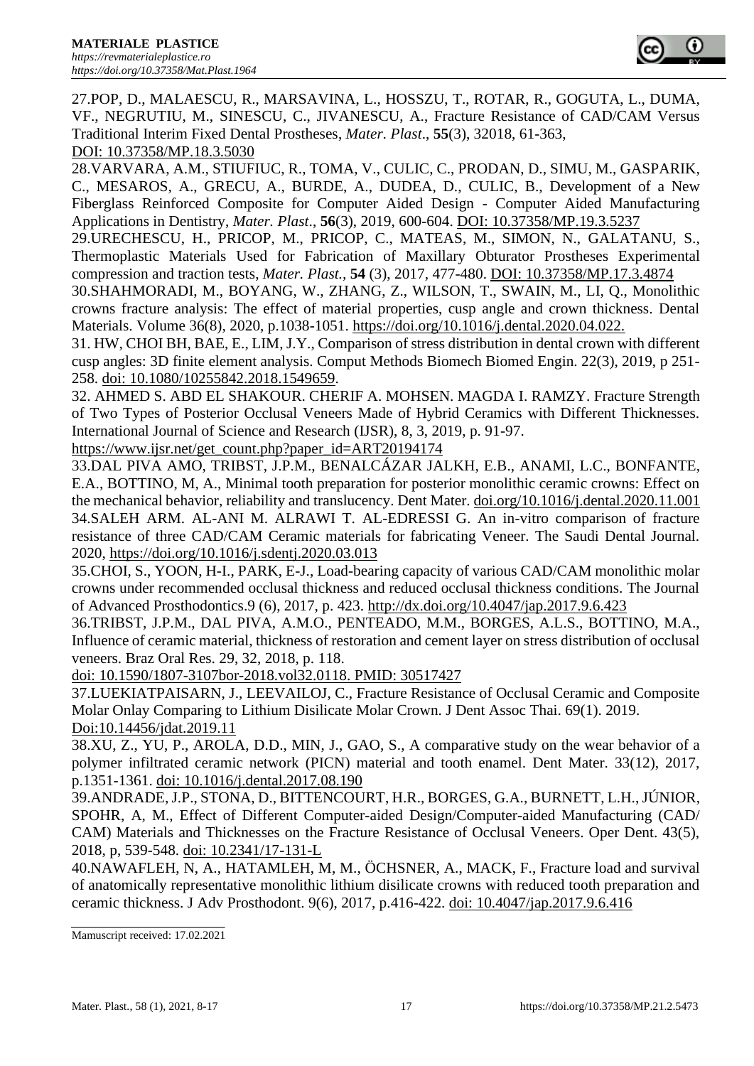27.POP, D., MALAESCU, R., MARSAVINA, L., HOSSZU, T., ROTAR, R., GOGUTA, L., DUMA, VF., NEGRUTIU, M., SINESCU, C., JIVANESCU, A., Fracture Resistance of CAD/CAM Versus Traditional Interim Fixed Dental Prostheses, *Mater. Plast*., **55**(3), 32018, 61-363, DOI: 10.37358/MP.18.3.5030

28.VARVARA, A.M., STIUFIUC, R., TOMA, V., CULIC, C., PRODAN, D., SIMU, M., GASPARIK, C., MESAROS, A., GRECU, A., BURDE, A., DUDEA, D., CULIC, B., Development of a New Fiberglass Reinforced Composite for Computer Aided Design - Computer Aided Manufacturing Applications in Dentistry, *Mater. Plast*., **56**(3), 2019, 600-604. DOI: 10.37358/MP.19.3.5237

29.URECHESCU, H., PRICOP, M., PRICOP, C., MATEAS, M., SIMON, N., GALATANU, S., Thermoplastic Materials Used for Fabrication of Maxillary Obturator Prostheses Experimental compression and traction tests, *Mater. Plast.*, **54** (3), 2017, 477-480. DOI: 10.37358/MP.17.3.4874

30.SHAHMORADI, M., BOYANG, W., ZHANG, Z., WILSON, T., SWAIN, M., LI, Q., Monolithic crowns fracture analysis: The effect of material properties, cusp angle and crown thickness. Dental Materials. Volume 36(8), 2020, p.1038-1051. https://doi.org/10.1016/j.dental.2020.04.022.

31. HW, CHOI BH, BAE, E., LIM, J.Y., Comparison of stress distribution in dental crown with different cusp angles: 3D finite element analysis. Comput Methods Biomech Biomed Engin. 22(3), 2019, p 251-258. doi: 10.1080/10255842.2018.1549659.

32. AHMED S. ABD EL SHAKOUR. CHERIF A. MOHSEN. MAGDA I. RAMZY. Fracture Strength of Two Types of Posterior Occlusal Veneers Made of Hybrid Ceramics with Different Thicknesses. International Journal of Science and Research (IJSR), 8, 3, 2019, p. 91-97. https://www.ijsr.net/get_count.php?paper_id=ART20194174

33.DAL PIVA AMO, TRIBST, J.P.M., BENALCÁZAR JALKH, E.B., ANAMI, L.C., BONFANTE, E.A., BOTTINO, M, A., Minimal tooth preparation for posterior monolithic ceramic crowns: Effect on the mechanical behavior, reliability and translucency. Dent Mater. doi.org/10.1016/j.dental.2020.11.001

34.SALEH ARM. AL-ANI M. ALRAWI T. AL-EDRESSI G. An in-vitro comparison of fracture resistance of three CAD/CAM Ceramic materials for fabricating Veneer. The Saudi Dental Journal. 2020, https://doi.org/10.1016/j.sdentj.2020.03.013

35.CHOI, S., YOON, H-I., PARK, E-J., Load-bearing capacity of various CAD/CAM monolithic molar crowns under recommended occlusal thickness and reduced occlusal thickness conditions. The Journal of Advanced Prosthodontics.9 (6), 2017, p. 423. http://dx.doi.org/10.4047/jap.2017.9.6.423

36.TRIBST, J.P.M., DAL PIVA, A.M.O., PENTEADO, M.M., BORGES, A.L.S., BOTTINO, M.A., Influence of ceramic material, thickness of restoration and cement layer on stress distribution of occlusal veneers. Braz Oral Res. 29, 32, 2018, p. 118. doi: 10.1590/1807-3107bor-2018.vol32.0118. PMID: 30517427

37.LUEKIATPAISARN, J., LEEVAILOJ, C., Fracture Resistance of Occlusal Ceramic and Composite Molar Onlay Comparing to Lithium Disilicate Molar Crown. J Dent Assoc Thai. 69(1). 2019. Doi:10.14456/jdat.2019.11

38.XU, Z., YU, P., AROLA, D.D., MIN, J., GAO, S., A comparative study on the wear behavior of a polymer infiltrated ceramic network (PICN) material and tooth enamel. Dent Mater. 33(12), 2017, p.1351-1361. doi: 10.1016/j.dental.2017.08.190

39.ANDRADE, J.P., STONA, D., BITTENCOURT, H.R., BORGES, G.A., BURNETT, L.H., JÚNIOR, SPOHR, A, M., Effect of Different Computer-aided Design/Computer-aided Manufacturing (CAD/ CAM) Materials and Thicknesses on the Fracture Resistance of Occlusal Veneers. Oper Dent. 43(5), 2018, p, 539-548. doi: 10.2341/17-131-L

40.NAWAFLEH, N, A., HATAMLEH, M, M., ÖCHSNER, A., MACK, F., Fracture load and survival of anatomically representative monolithic lithium disilicate crowns with reduced tooth preparation and ceramic thickness. J Adv Prosthodont. 9(6), 2017, p.416-422. doi: 10.4047/jap.2017.9.6.416

Mamuscript received: 17.02.2021